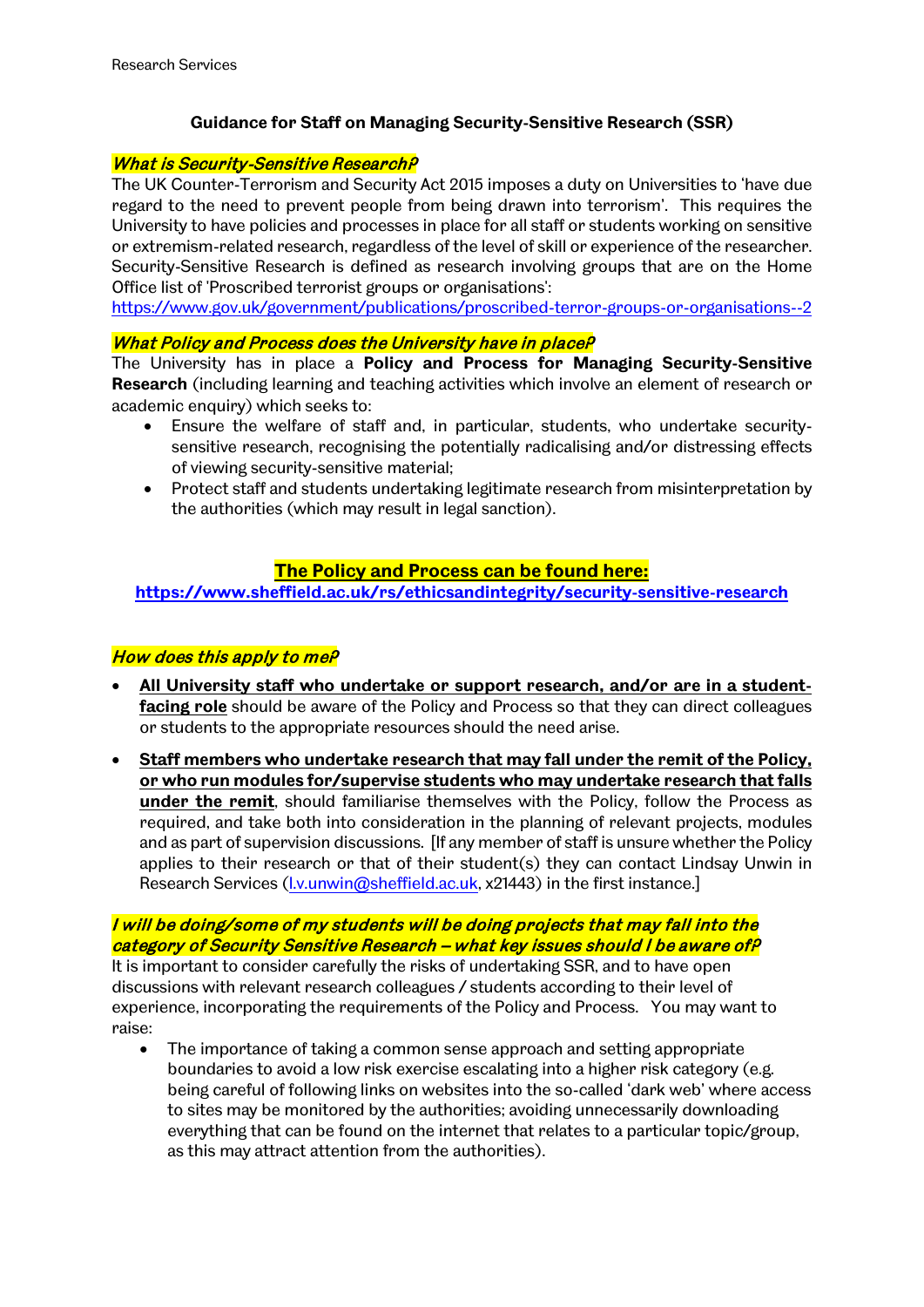Research Services

# Guidance for Staff on Managing Security-Sensitive Research (SSR)

## *What is Security-Sensitive Research?*

The UK Counter-Terrorism and Security Act 2015 imposes a duty on Universities to 'have due regard to the need to prevent people from being drawn into terrorism'. This requires the University to have policies and processes in place for all staff or students working on sensitive or extremism-related research, regardless of the level of skill or experience of the researcher. Security-Sensitive Research is defined as research involving groups that are on the Home Office list of 'Proscribed terrorist groups or organisations':
https://www.gov.uk/government/publications/proscribed-terror-groups-or-organisations--2

## *What Policy and Process does the University have in place?*

The University has in place a **Policy and Process for Managing Security-Sensitive Research** (including learning and teaching activities which involve an element of research or academic enquiry) which seeks to:

- Ensure the welfare of staff and, in particular, students, who undertake security-sensitive research, recognising the potentially radicalising and/or distressing effects of viewing security-sensitive material;
- Protect staff and students undertaking legitimate research from misinterpretation by the authorities (which may result in legal sanction).

**The Policy and Process can be found here:**
**https://www.sheffield.ac.uk/rs/ethicsandintegrity/security-sensitive-research**

## *How does this apply to me?*

- **All University staff who undertake or support research, and/or are in a student-facing role** should be aware of the Policy and Process so that they can direct colleagues or students to the appropriate resources should the need arise.
- **Staff members who undertake research that may fall under the remit of the Policy, or who run modules for/supervise students who may undertake research that falls under the remit**, should familiarise themselves with the Policy, follow the Process as required, and take both into consideration in the planning of relevant projects, modules and as part of supervision discussions. [If any member of staff is unsure whether the Policy applies to their research or that of their student(s) they can contact Lindsay Unwin in Research Services (l.v.unwin@sheffield.ac.uk, x21443) in the first instance.]

## *I will be doing/some of my students will be doing projects that may fall into the category of Security Sensitive Research – what key issues should I be aware of?*

It is important to consider carefully the risks of undertaking SSR, and to have open discussions with relevant research colleagues / students according to their level of experience, incorporating the requirements of the Policy and Process. You may want to raise:

- The importance of taking a common sense approach and setting appropriate boundaries to avoid a low risk exercise escalating into a higher risk category (e.g. being careful of following links on websites into the so-called 'dark web' where access to sites may be monitored by the authorities; avoiding unnecessarily downloading everything that can be found on the internet that relates to a particular topic/group, as this may attract attention from the authorities).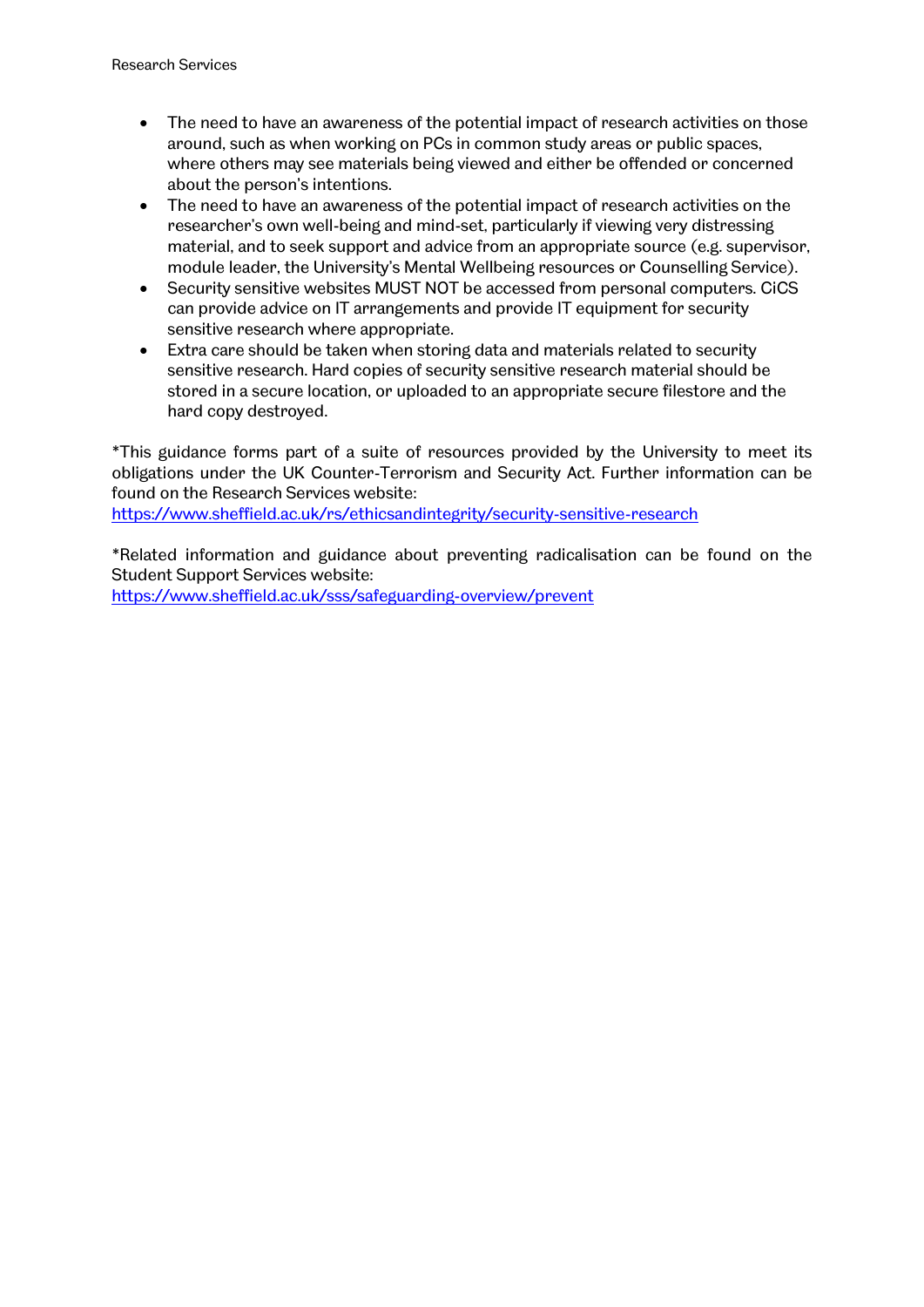- The need to have an awareness of the potential impact of research activities on those around, such as when working on PCs in common study areas or public spaces, where others may see materials being viewed and either be offended or concerned about the person's intentions.
- The need to have an awareness of the potential impact of research activities on the researcher's own well-being and mind-set, particularly if viewing very distressing material, and to seek support and advice from an appropriate source (e.g. supervisor, module leader, the University's Mental Wellbeing resources or Counselling Service).
- Security sensitive websites MUST NOT be accessed from personal computers. CiCS can provide advice on IT arrangements and provide IT equipment for security sensitive research where appropriate.
- Extra care should be taken when storing data and materials related to security sensitive research. Hard copies of security sensitive research material should be stored in a secure location, or uploaded to an appropriate secure filestore and the hard copy destroyed.

*This guidance forms part of a suite of resources provided by the University to meet its obligations under the UK Counter-Terrorism and Security Act. Further information can be found on the Research Services website:
https://www.sheffield.ac.uk/rs/ethicsandintegrity/security-sensitive-research

*Related information and guidance about preventing radicalisation can be found on the Student Support Services website:
https://www.sheffield.ac.uk/sss/safeguarding-overview/prevent